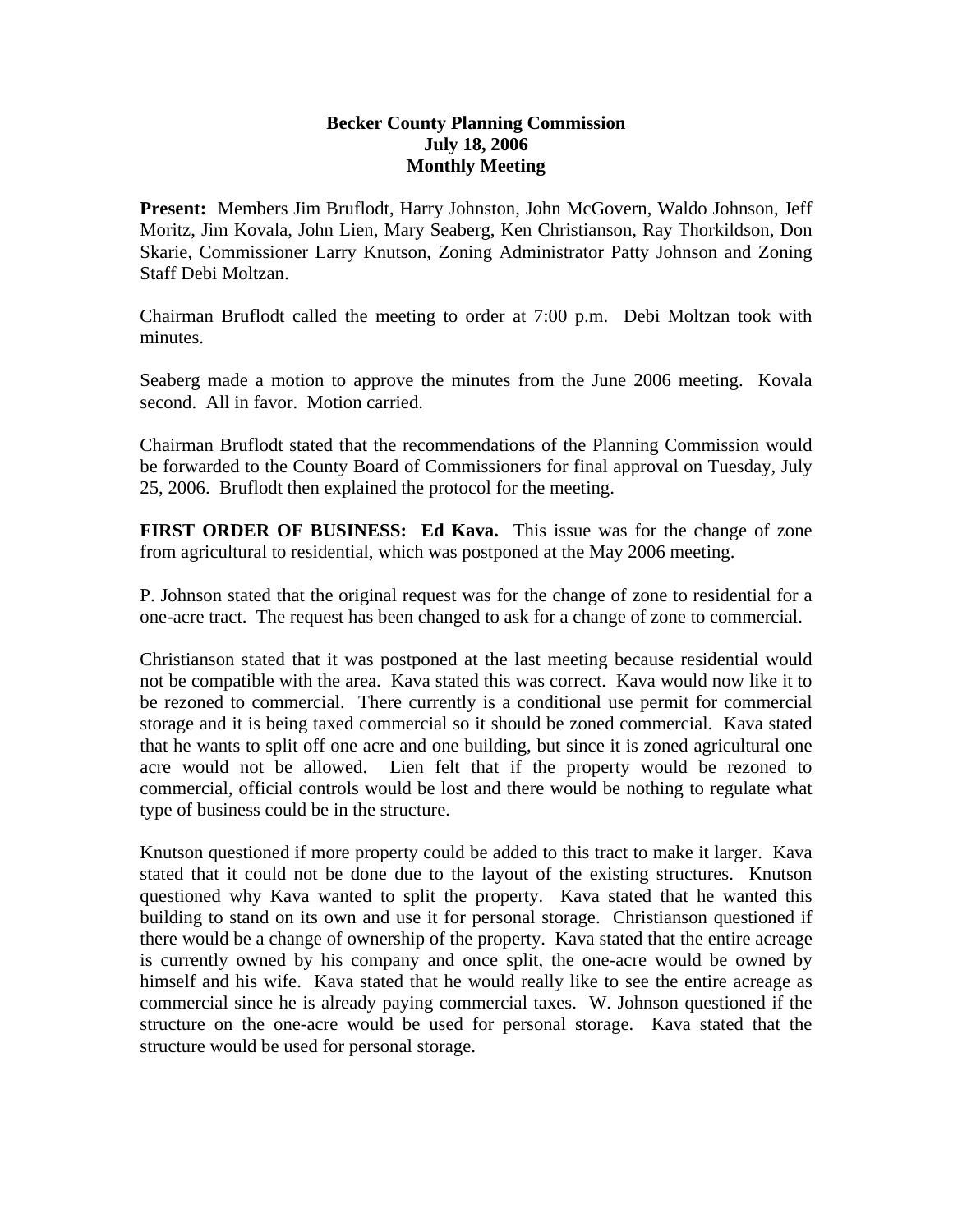**Becker County Planning Commission**
**July 18, 2006**
**Monthly Meeting**

**Present:** Members Jim Bruflodt, Harry Johnston, John McGovern, Waldo Johnson, Jeff Moritz, Jim Kovala, John Lien, Mary Seaberg, Ken Christianson, Ray Thorkildson, Don Skarie, Commissioner Larry Knutson, Zoning Administrator Patty Johnson and Zoning Staff Debi Moltzan.

Chairman Bruflodt called the meeting to order at 7:00 p.m. Debi Moltzan took with minutes.

Seaberg made a motion to approve the minutes from the June 2006 meeting. Kovala second. All in favor. Motion carried.

Chairman Bruflodt stated that the recommendations of the Planning Commission would be forwarded to the County Board of Commissioners for final approval on Tuesday, July 25, 2006. Bruflodt then explained the protocol for the meeting.

**FIRST ORDER OF BUSINESS: Ed Kava.** This issue was for the change of zone from agricultural to residential, which was postponed at the May 2006 meeting.

P. Johnson stated that the original request was for the change of zone to residential for a one-acre tract. The request has been changed to ask for a change of zone to commercial.

Christianson stated that it was postponed at the last meeting because residential would not be compatible with the area. Kava stated this was correct. Kava would now like it to be rezoned to commercial. There currently is a conditional use permit for commercial storage and it is being taxed commercial so it should be zoned commercial. Kava stated that he wants to split off one acre and one building, but since it is zoned agricultural one acre would not be allowed. Lien felt that if the property would be rezoned to commercial, official controls would be lost and there would be nothing to regulate what type of business could be in the structure.

Knutson questioned if more property could be added to this tract to make it larger. Kava stated that it could not be done due to the layout of the existing structures. Knutson questioned why Kava wanted to split the property. Kava stated that he wanted this building to stand on its own and use it for personal storage. Christianson questioned if there would be a change of ownership of the property. Kava stated that the entire acreage is currently owned by his company and once split, the one-acre would be owned by himself and his wife. Kava stated that he would really like to see the entire acreage as commercial since he is already paying commercial taxes. W. Johnson questioned if the structure on the one-acre would be used for personal storage. Kava stated that the structure would be used for personal storage.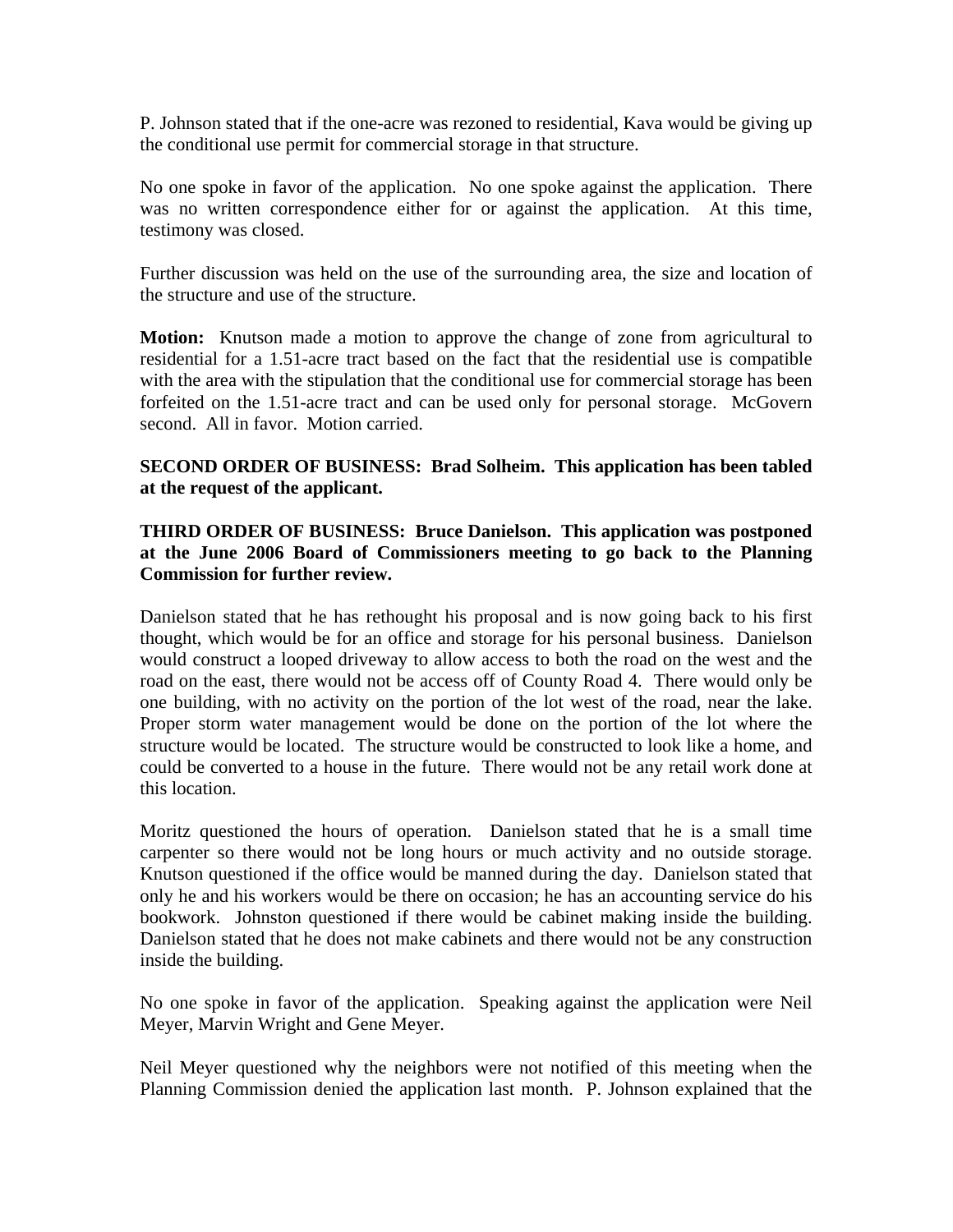P. Johnson stated that if the one-acre was rezoned to residential, Kava would be giving up the conditional use permit for commercial storage in that structure.

No one spoke in favor of the application. No one spoke against the application. There was no written correspondence either for or against the application. At this time, testimony was closed.

Further discussion was held on the use of the surrounding area, the size and location of the structure and use of the structure.

**Motion:** Knutson made a motion to approve the change of zone from agricultural to residential for a 1.51-acre tract based on the fact that the residential use is compatible with the area with the stipulation that the conditional use for commercial storage has been forfeited on the 1.51-acre tract and can be used only for personal storage. McGovern second. All in favor. Motion carried.

**SECOND ORDER OF BUSINESS: Brad Solheim. This application has been tabled at the request of the applicant.**

**THIRD ORDER OF BUSINESS: Bruce Danielson. This application was postponed at the June 2006 Board of Commissioners meeting to go back to the Planning Commission for further review.**

Danielson stated that he has rethought his proposal and is now going back to his first thought, which would be for an office and storage for his personal business. Danielson would construct a looped driveway to allow access to both the road on the west and the road on the east, there would not be access off of County Road 4. There would only be one building, with no activity on the portion of the lot west of the road, near the lake. Proper storm water management would be done on the portion of the lot where the structure would be located. The structure would be constructed to look like a home, and could be converted to a house in the future. There would not be any retail work done at this location.

Moritz questioned the hours of operation. Danielson stated that he is a small time carpenter so there would not be long hours or much activity and no outside storage. Knutson questioned if the office would be manned during the day. Danielson stated that only he and his workers would be there on occasion; he has an accounting service do his bookwork. Johnston questioned if there would be cabinet making inside the building. Danielson stated that he does not make cabinets and there would not be any construction inside the building.

No one spoke in favor of the application. Speaking against the application were Neil Meyer, Marvin Wright and Gene Meyer.

Neil Meyer questioned why the neighbors were not notified of this meeting when the Planning Commission denied the application last month. P. Johnson explained that the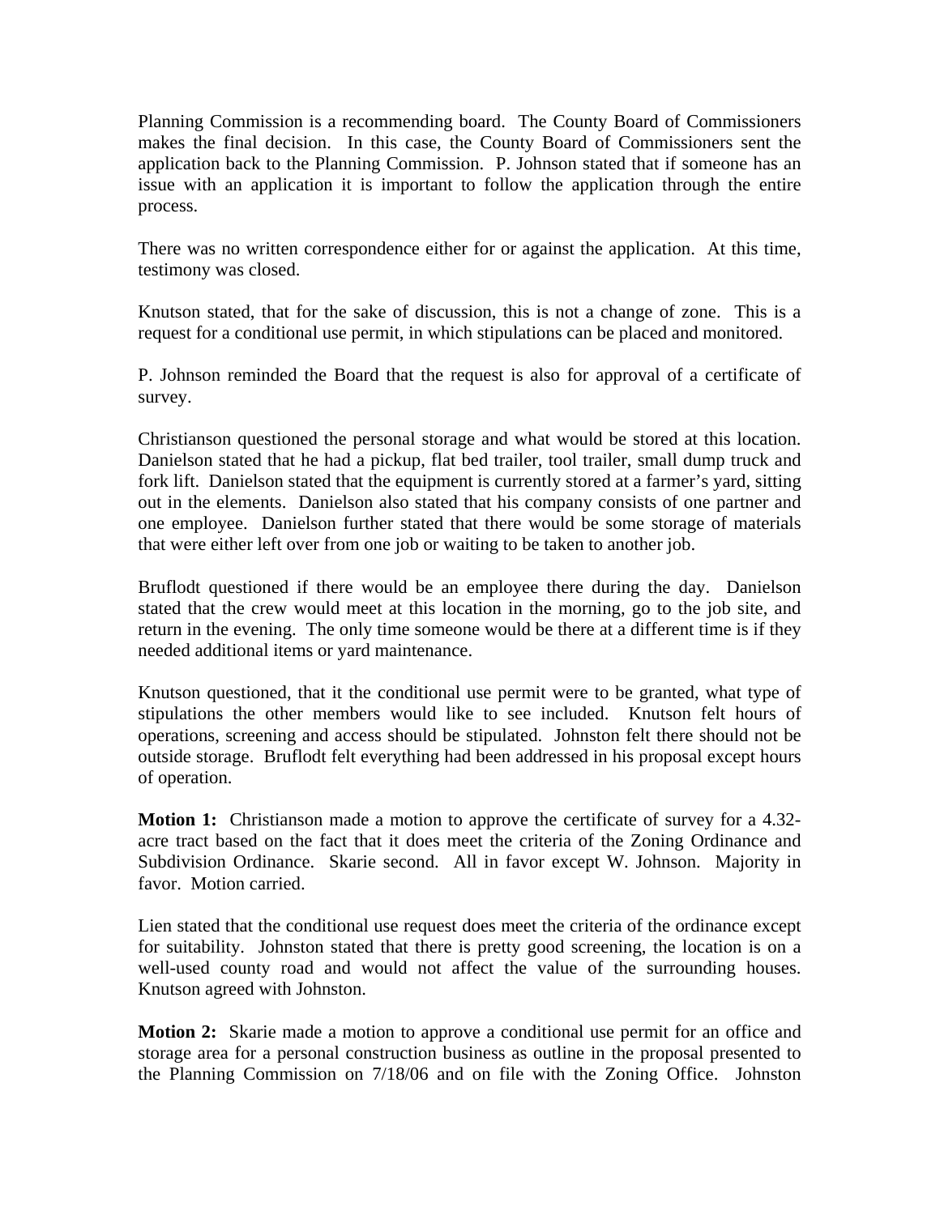Planning Commission is a recommending board. The County Board of Commissioners makes the final decision. In this case, the County Board of Commissioners sent the application back to the Planning Commission. P. Johnson stated that if someone has an issue with an application it is important to follow the application through the entire process.

There was no written correspondence either for or against the application. At this time, testimony was closed.

Knutson stated, that for the sake of discussion, this is not a change of zone. This is a request for a conditional use permit, in which stipulations can be placed and monitored.

P. Johnson reminded the Board that the request is also for approval of a certificate of survey.

Christianson questioned the personal storage and what would be stored at this location. Danielson stated that he had a pickup, flat bed trailer, tool trailer, small dump truck and fork lift. Danielson stated that the equipment is currently stored at a farmer's yard, sitting out in the elements. Danielson also stated that his company consists of one partner and one employee. Danielson further stated that there would be some storage of materials that were either left over from one job or waiting to be taken to another job.

Bruflodt questioned if there would be an employee there during the day. Danielson stated that the crew would meet at this location in the morning, go to the job site, and return in the evening. The only time someone would be there at a different time is if they needed additional items or yard maintenance.

Knutson questioned, that it the conditional use permit were to be granted, what type of stipulations the other members would like to see included. Knutson felt hours of operations, screening and access should be stipulated. Johnston felt there should not be outside storage. Bruflodt felt everything had been addressed in his proposal except hours of operation.

**Motion 1:** Christianson made a motion to approve the certificate of survey for a 4.32-acre tract based on the fact that it does meet the criteria of the Zoning Ordinance and Subdivision Ordinance. Skarie second. All in favor except W. Johnson. Majority in favor. Motion carried.

Lien stated that the conditional use request does meet the criteria of the ordinance except for suitability. Johnston stated that there is pretty good screening, the location is on a well-used county road and would not affect the value of the surrounding houses. Knutson agreed with Johnston.

**Motion 2:** Skarie made a motion to approve a conditional use permit for an office and storage area for a personal construction business as outline in the proposal presented to the Planning Commission on 7/18/06 and on file with the Zoning Office. Johnston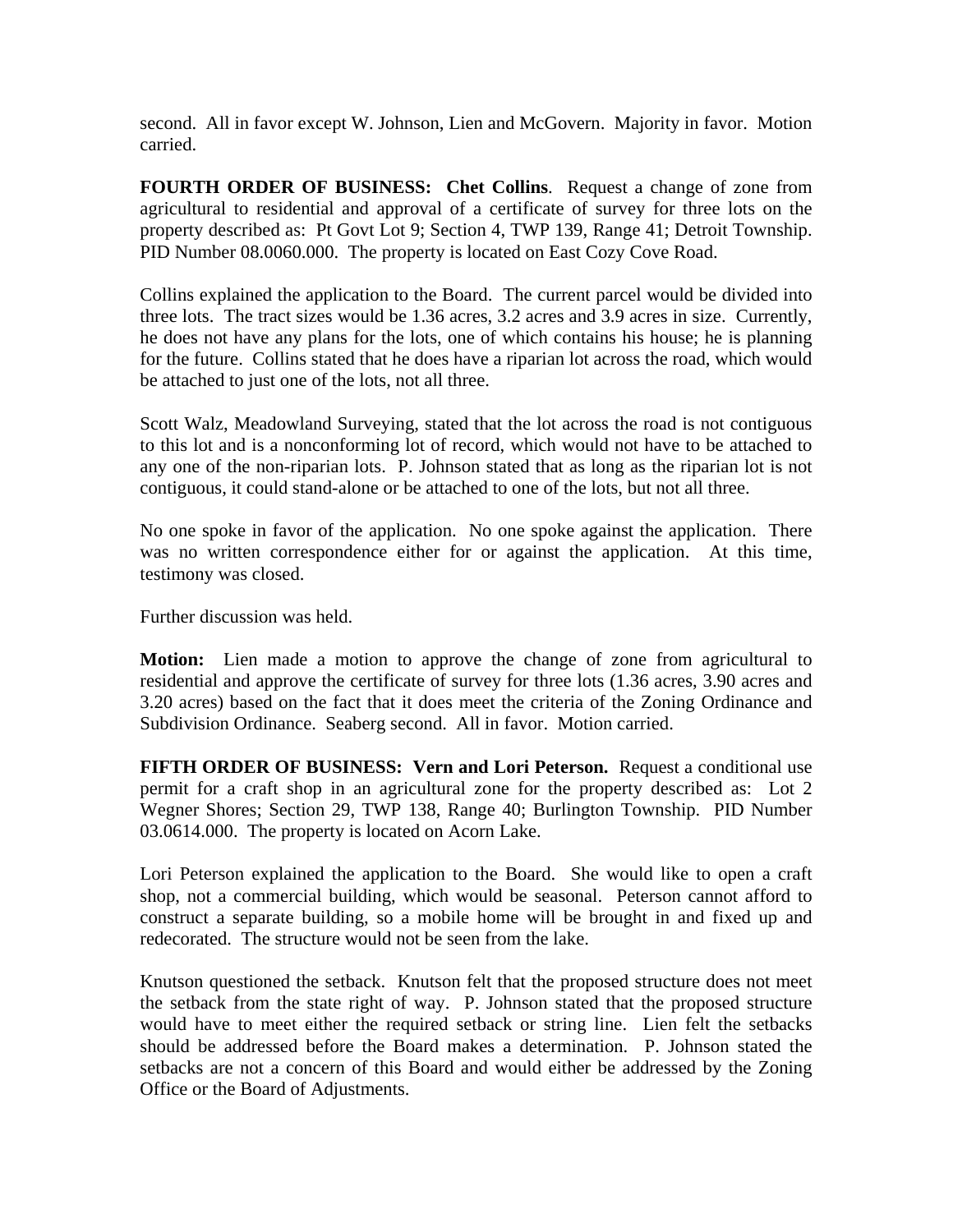second. All in favor except W. Johnson, Lien and McGovern. Majority in favor. Motion carried.

**FOURTH ORDER OF BUSINESS: Chet Collins**. Request a change of zone from agricultural to residential and approval of a certificate of survey for three lots on the property described as: Pt Govt Lot 9; Section 4, TWP 139, Range 41; Detroit Township. PID Number 08.0060.000. The property is located on East Cozy Cove Road.

Collins explained the application to the Board. The current parcel would be divided into three lots. The tract sizes would be 1.36 acres, 3.2 acres and 3.9 acres in size. Currently, he does not have any plans for the lots, one of which contains his house; he is planning for the future. Collins stated that he does have a riparian lot across the road, which would be attached to just one of the lots, not all three.

Scott Walz, Meadowland Surveying, stated that the lot across the road is not contiguous to this lot and is a nonconforming lot of record, which would not have to be attached to any one of the non-riparian lots. P. Johnson stated that as long as the riparian lot is not contiguous, it could stand-alone or be attached to one of the lots, but not all three.

No one spoke in favor of the application. No one spoke against the application. There was no written correspondence either for or against the application. At this time, testimony was closed.

Further discussion was held.

**Motion:** Lien made a motion to approve the change of zone from agricultural to residential and approve the certificate of survey for three lots (1.36 acres, 3.90 acres and 3.20 acres) based on the fact that it does meet the criteria of the Zoning Ordinance and Subdivision Ordinance. Seaberg second. All in favor. Motion carried.

**FIFTH ORDER OF BUSINESS: Vern and Lori Peterson.** Request a conditional use permit for a craft shop in an agricultural zone for the property described as: Lot 2 Wegner Shores; Section 29, TWP 138, Range 40; Burlington Township. PID Number 03.0614.000. The property is located on Acorn Lake.

Lori Peterson explained the application to the Board. She would like to open a craft shop, not a commercial building, which would be seasonal. Peterson cannot afford to construct a separate building, so a mobile home will be brought in and fixed up and redecorated. The structure would not be seen from the lake.

Knutson questioned the setback. Knutson felt that the proposed structure does not meet the setback from the state right of way. P. Johnson stated that the proposed structure would have to meet either the required setback or string line. Lien felt the setbacks should be addressed before the Board makes a determination. P. Johnson stated the setbacks are not a concern of this Board and would either be addressed by the Zoning Office or the Board of Adjustments.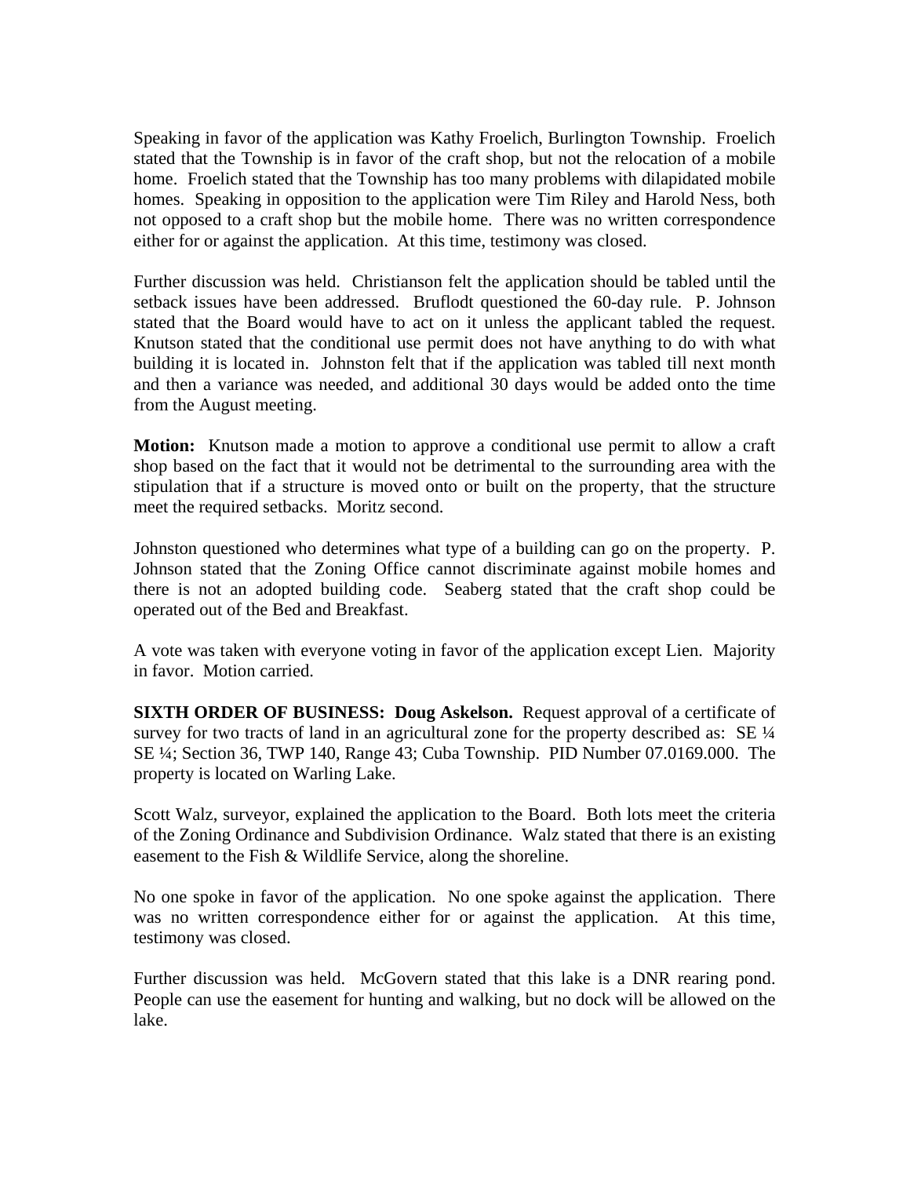Speaking in favor of the application was Kathy Froelich, Burlington Township. Froelich stated that the Township is in favor of the craft shop, but not the relocation of a mobile home. Froelich stated that the Township has too many problems with dilapidated mobile homes. Speaking in opposition to the application were Tim Riley and Harold Ness, both not opposed to a craft shop but the mobile home. There was no written correspondence either for or against the application. At this time, testimony was closed.

Further discussion was held. Christianson felt the application should be tabled until the setback issues have been addressed. Bruflodt questioned the 60-day rule. P. Johnson stated that the Board would have to act on it unless the applicant tabled the request. Knutson stated that the conditional use permit does not have anything to do with what building it is located in. Johnston felt that if the application was tabled till next month and then a variance was needed, and additional 30 days would be added onto the time from the August meeting.

**Motion:** Knutson made a motion to approve a conditional use permit to allow a craft shop based on the fact that it would not be detrimental to the surrounding area with the stipulation that if a structure is moved onto or built on the property, that the structure meet the required setbacks. Moritz second.

Johnston questioned who determines what type of a building can go on the property. P. Johnson stated that the Zoning Office cannot discriminate against mobile homes and there is not an adopted building code. Seaberg stated that the craft shop could be operated out of the Bed and Breakfast.

A vote was taken with everyone voting in favor of the application except Lien. Majority in favor. Motion carried.

**SIXTH ORDER OF BUSINESS: Doug Askelson.** Request approval of a certificate of survey for two tracts of land in an agricultural zone for the property described as: SE ¼ SE ¼; Section 36, TWP 140, Range 43; Cuba Township. PID Number 07.0169.000. The property is located on Warling Lake.

Scott Walz, surveyor, explained the application to the Board. Both lots meet the criteria of the Zoning Ordinance and Subdivision Ordinance. Walz stated that there is an existing easement to the Fish & Wildlife Service, along the shoreline.

No one spoke in favor of the application. No one spoke against the application. There was no written correspondence either for or against the application. At this time, testimony was closed.

Further discussion was held. McGovern stated that this lake is a DNR rearing pond. People can use the easement for hunting and walking, but no dock will be allowed on the lake.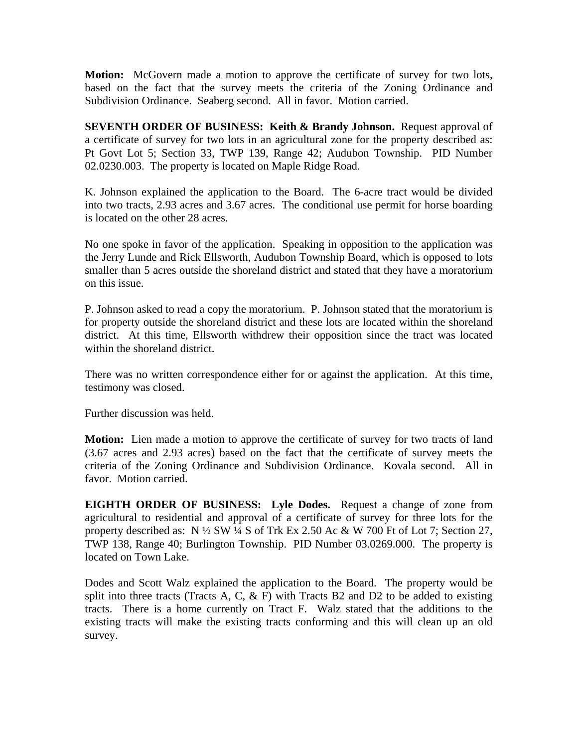**Motion:** McGovern made a motion to approve the certificate of survey for two lots, based on the fact that the survey meets the criteria of the Zoning Ordinance and Subdivision Ordinance. Seaberg second. All in favor. Motion carried.

**SEVENTH ORDER OF BUSINESS: Keith & Brandy Johnson.** Request approval of a certificate of survey for two lots in an agricultural zone for the property described as: Pt Govt Lot 5; Section 33, TWP 139, Range 42; Audubon Township. PID Number 02.0230.003. The property is located on Maple Ridge Road.

K. Johnson explained the application to the Board. The 6-acre tract would be divided into two tracts, 2.93 acres and 3.67 acres. The conditional use permit for horse boarding is located on the other 28 acres.

No one spoke in favor of the application. Speaking in opposition to the application was the Jerry Lunde and Rick Ellsworth, Audubon Township Board, which is opposed to lots smaller than 5 acres outside the shoreland district and stated that they have a moratorium on this issue.

P. Johnson asked to read a copy the moratorium. P. Johnson stated that the moratorium is for property outside the shoreland district and these lots are located within the shoreland district. At this time, Ellsworth withdrew their opposition since the tract was located within the shoreland district.

There was no written correspondence either for or against the application. At this time, testimony was closed.

Further discussion was held.

**Motion:** Lien made a motion to approve the certificate of survey for two tracts of land (3.67 acres and 2.93 acres) based on the fact that the certificate of survey meets the criteria of the Zoning Ordinance and Subdivision Ordinance. Kovala second. All in favor. Motion carried.

**EIGHTH ORDER OF BUSINESS: Lyle Dodes.** Request a change of zone from agricultural to residential and approval of a certificate of survey for three lots for the property described as: N ½ SW ¼ S of Trk Ex 2.50 Ac & W 700 Ft of Lot 7; Section 27, TWP 138, Range 40; Burlington Township. PID Number 03.0269.000. The property is located on Town Lake.

Dodes and Scott Walz explained the application to the Board. The property would be split into three tracts (Tracts A, C, & F) with Tracts B2 and D2 to be added to existing tracts. There is a home currently on Tract F. Walz stated that the additions to the existing tracts will make the existing tracts conforming and this will clean up an old survey.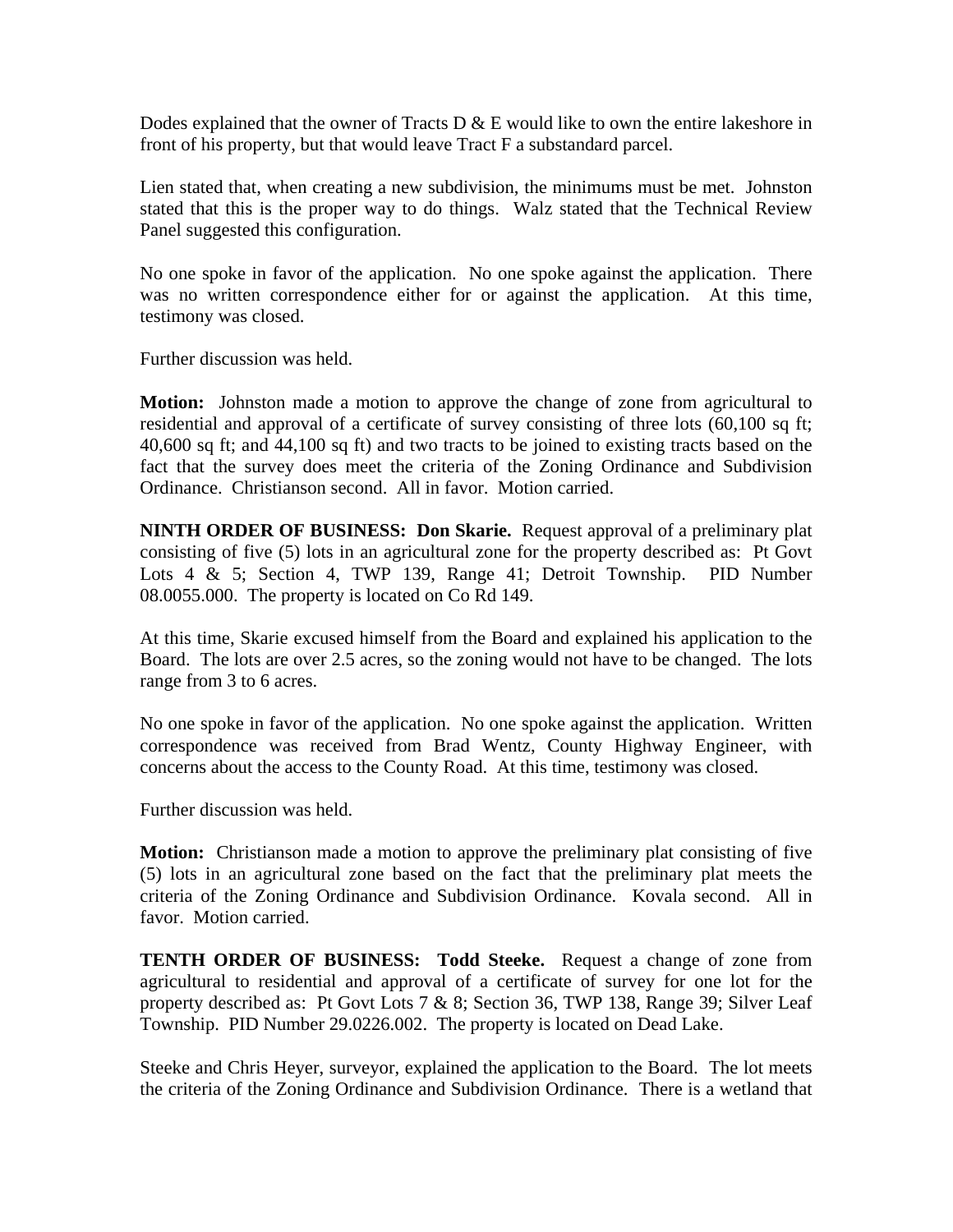Dodes explained that the owner of Tracts D & E would like to own the entire lakeshore in front of his property, but that would leave Tract F a substandard parcel.

Lien stated that, when creating a new subdivision, the minimums must be met. Johnston stated that this is the proper way to do things. Walz stated that the Technical Review Panel suggested this configuration.

No one spoke in favor of the application. No one spoke against the application. There was no written correspondence either for or against the application. At this time, testimony was closed.

Further discussion was held.

**Motion:** Johnston made a motion to approve the change of zone from agricultural to residential and approval of a certificate of survey consisting of three lots (60,100 sq ft; 40,600 sq ft; and 44,100 sq ft) and two tracts to be joined to existing tracts based on the fact that the survey does meet the criteria of the Zoning Ordinance and Subdivision Ordinance. Christianson second. All in favor. Motion carried.

**NINTH ORDER OF BUSINESS: Don Skarie.** Request approval of a preliminary plat consisting of five (5) lots in an agricultural zone for the property described as: Pt Govt Lots 4 & 5; Section 4, TWP 139, Range 41; Detroit Township. PID Number 08.0055.000. The property is located on Co Rd 149.

At this time, Skarie excused himself from the Board and explained his application to the Board. The lots are over 2.5 acres, so the zoning would not have to be changed. The lots range from 3 to 6 acres.

No one spoke in favor of the application. No one spoke against the application. Written correspondence was received from Brad Wentz, County Highway Engineer, with concerns about the access to the County Road. At this time, testimony was closed.

Further discussion was held.

**Motion:** Christianson made a motion to approve the preliminary plat consisting of five (5) lots in an agricultural zone based on the fact that the preliminary plat meets the criteria of the Zoning Ordinance and Subdivision Ordinance. Kovala second. All in favor. Motion carried.

**TENTH ORDER OF BUSINESS: Todd Steeke.** Request a change of zone from agricultural to residential and approval of a certificate of survey for one lot for the property described as: Pt Govt Lots 7 & 8; Section 36, TWP 138, Range 39; Silver Leaf Township. PID Number 29.0226.002. The property is located on Dead Lake.

Steeke and Chris Heyer, surveyor, explained the application to the Board. The lot meets the criteria of the Zoning Ordinance and Subdivision Ordinance. There is a wetland that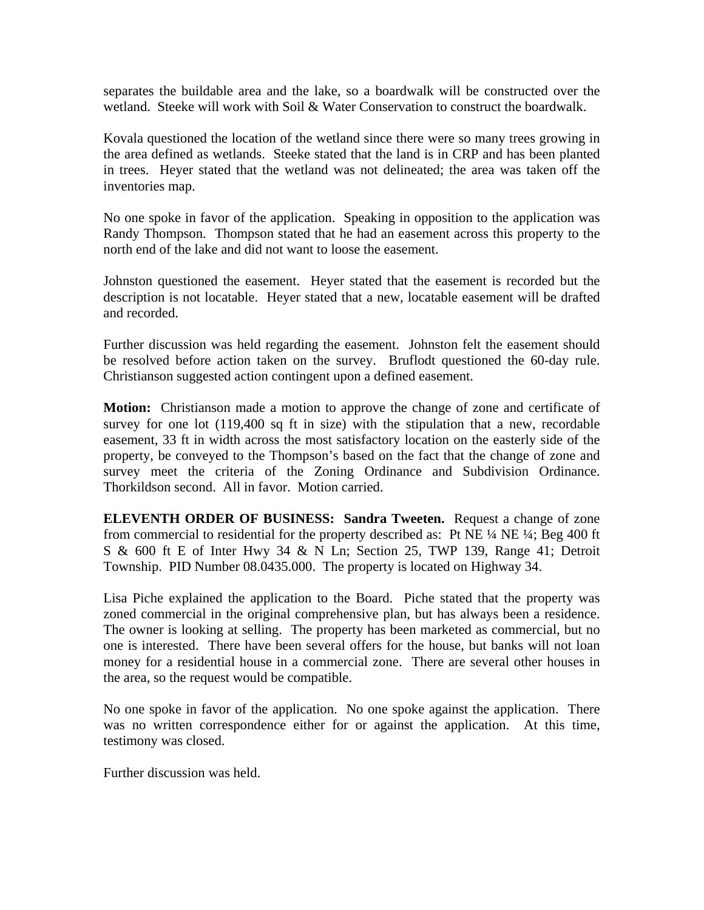separates the buildable area and the lake, so a boardwalk will be constructed over the wetland. Steeke will work with Soil & Water Conservation to construct the boardwalk.

Kovala questioned the location of the wetland since there were so many trees growing in the area defined as wetlands. Steeke stated that the land is in CRP and has been planted in trees. Heyer stated that the wetland was not delineated; the area was taken off the inventories map.

No one spoke in favor of the application. Speaking in opposition to the application was Randy Thompson. Thompson stated that he had an easement across this property to the north end of the lake and did not want to loose the easement.

Johnston questioned the easement. Heyer stated that the easement is recorded but the description is not locatable. Heyer stated that a new, locatable easement will be drafted and recorded.

Further discussion was held regarding the easement. Johnston felt the easement should be resolved before action taken on the survey. Bruflodt questioned the 60-day rule. Christianson suggested action contingent upon a defined easement.

**Motion:** Christianson made a motion to approve the change of zone and certificate of survey for one lot (119,400 sq ft in size) with the stipulation that a new, recordable easement, 33 ft in width across the most satisfactory location on the easterly side of the property, be conveyed to the Thompson's based on the fact that the change of zone and survey meet the criteria of the Zoning Ordinance and Subdivision Ordinance. Thorkildson second. All in favor. Motion carried.

**ELEVENTH ORDER OF BUSINESS: Sandra Tweeten.** Request a change of zone from commercial to residential for the property described as: Pt NE ¼ NE ¼; Beg 400 ft S & 600 ft E of Inter Hwy 34 & N Ln; Section 25, TWP 139, Range 41; Detroit Township. PID Number 08.0435.000. The property is located on Highway 34.

Lisa Piche explained the application to the Board. Piche stated that the property was zoned commercial in the original comprehensive plan, but has always been a residence. The owner is looking at selling. The property has been marketed as commercial, but no one is interested. There have been several offers for the house, but banks will not loan money for a residential house in a commercial zone. There are several other houses in the area, so the request would be compatible.

No one spoke in favor of the application. No one spoke against the application. There was no written correspondence either for or against the application. At this time, testimony was closed.

Further discussion was held.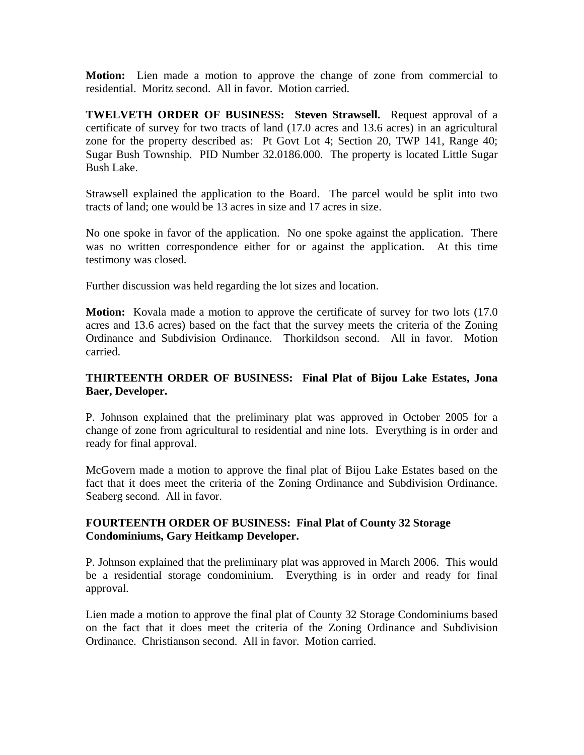**Motion:** Lien made a motion to approve the change of zone from commercial to residential. Moritz second. All in favor. Motion carried.

**TWELVETH ORDER OF BUSINESS: Steven Strawsell.** Request approval of a certificate of survey for two tracts of land (17.0 acres and 13.6 acres) in an agricultural zone for the property described as: Pt Govt Lot 4; Section 20, TWP 141, Range 40; Sugar Bush Township. PID Number 32.0186.000. The property is located Little Sugar Bush Lake.

Strawsell explained the application to the Board. The parcel would be split into two tracts of land; one would be 13 acres in size and 17 acres in size.

No one spoke in favor of the application. No one spoke against the application. There was no written correspondence either for or against the application. At this time testimony was closed.

Further discussion was held regarding the lot sizes and location.

**Motion:** Kovala made a motion to approve the certificate of survey for two lots (17.0 acres and 13.6 acres) based on the fact that the survey meets the criteria of the Zoning Ordinance and Subdivision Ordinance. Thorkildson second. All in favor. Motion carried.

**THIRTEENTH ORDER OF BUSINESS: Final Plat of Bijou Lake Estates, Jona Baer, Developer.**

P. Johnson explained that the preliminary plat was approved in October 2005 for a change of zone from agricultural to residential and nine lots. Everything is in order and ready for final approval.

McGovern made a motion to approve the final plat of Bijou Lake Estates based on the fact that it does meet the criteria of the Zoning Ordinance and Subdivision Ordinance. Seaberg second. All in favor.

**FOURTEENTH ORDER OF BUSINESS: Final Plat of County 32 Storage Condominiums, Gary Heitkamp Developer.**

P. Johnson explained that the preliminary plat was approved in March 2006. This would be a residential storage condominium. Everything is in order and ready for final approval.

Lien made a motion to approve the final plat of County 32 Storage Condominiums based on the fact that it does meet the criteria of the Zoning Ordinance and Subdivision Ordinance. Christianson second. All in favor. Motion carried.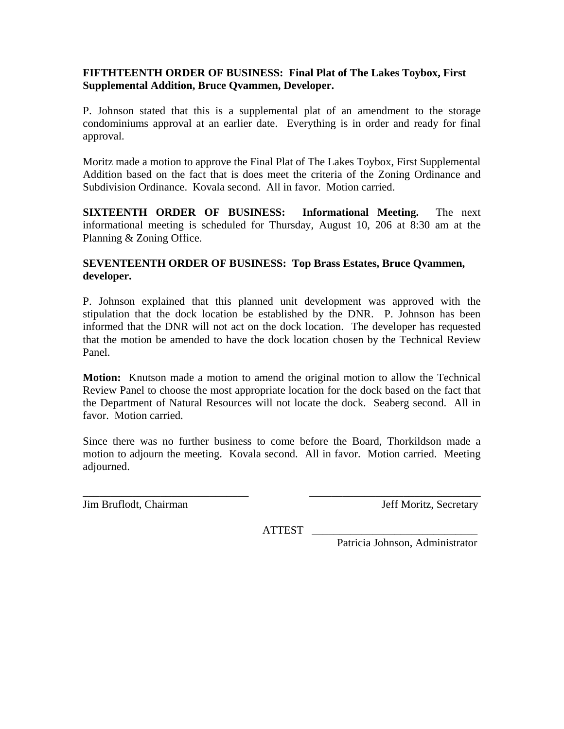**FIFTHTEENTH ORDER OF BUSINESS: Final Plat of The Lakes Toybox, First Supplemental Addition, Bruce Qvammen, Developer.**

P. Johnson stated that this is a supplemental plat of an amendment to the storage condominiums approval at an earlier date. Everything is in order and ready for final approval.

Moritz made a motion to approve the Final Plat of The Lakes Toybox, First Supplemental Addition based on the fact that is does meet the criteria of the Zoning Ordinance and Subdivision Ordinance. Kovala second. All in favor. Motion carried.

**SIXTEENTH ORDER OF BUSINESS: Informational Meeting.** The next informational meeting is scheduled for Thursday, August 10, 206 at 8:30 am at the Planning & Zoning Office.

**SEVENTEENTH ORDER OF BUSINESS: Top Brass Estates, Bruce Qvammen, developer.**

P. Johnson explained that this planned unit development was approved with the stipulation that the dock location be established by the DNR. P. Johnson has been informed that the DNR will not act on the dock location. The developer has requested that the motion be amended to have the dock location chosen by the Technical Review Panel.

**Motion:** Knutson made a motion to amend the original motion to allow the Technical Review Panel to choose the most appropriate location for the dock based on the fact that the Department of Natural Resources will not locate the dock. Seaberg second. All in favor. Motion carried.

Since there was no further business to come before the Board, Thorkildson made a motion to adjourn the meeting. Kovala second. All in favor. Motion carried. Meeting adjourned.

\_\_\_\_\_\_\_\_\_\_\_\_\_\_\_\_\_\_\_\_\_\_\_\_\_\_\_\_\_\_ \_\_\_\_\_\_\_\_\_\_\_\_\_\_\_\_\_\_\_\_\_\_\_\_\_\_\_\_\_\_
Jim Bruflodt, Chairman Jeff Moritz, Secretary

ATTEST \_\_\_\_\_\_\_\_\_\_\_\_\_\_\_\_\_\_\_\_\_\_\_\_\_\_\_\_\_\_
Patricia Johnson, Administrator